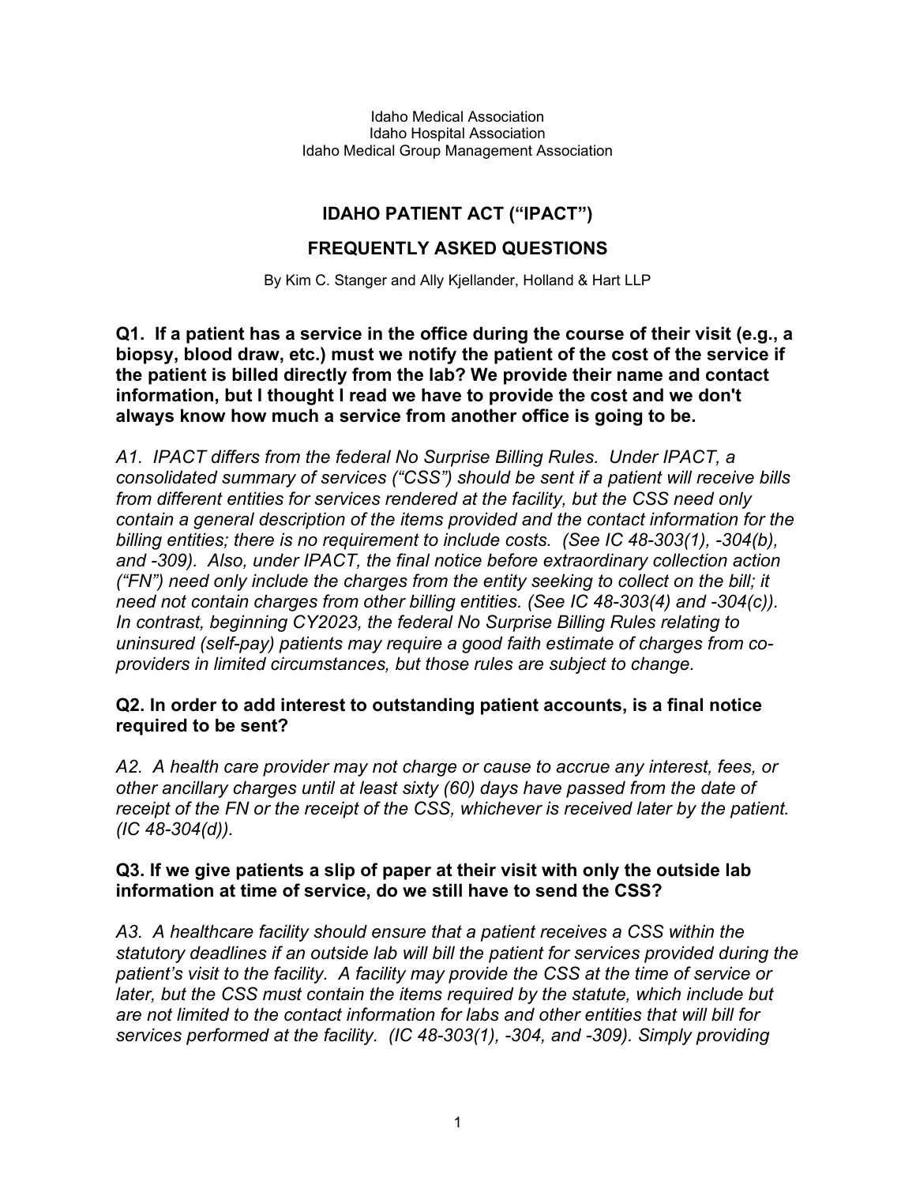Idaho Medical Association
Idaho Hospital Association
Idaho Medical Group Management Association

# IDAHO PATIENT ACT ("IPACT")

## FREQUENTLY ASKED QUESTIONS

By Kim C. Stanger and Ally Kjellander, Holland & Hart LLP

**Q1. If a patient has a service in the office during the course of their visit (e.g., a biopsy, blood draw, etc.) must we notify the patient of the cost of the service if the patient is billed directly from the lab? We provide their name and contact information, but I thought I read we have to provide the cost and we don't always know how much a service from another office is going to be.**

*A1. IPACT differs from the federal No Surprise Billing Rules. Under IPACT, a consolidated summary of services ("CSS") should be sent if a patient will receive bills from different entities for services rendered at the facility, but the CSS need only contain a general description of the items provided and the contact information for the billing entities; there is no requirement to include costs. (See IC 48-303(1), -304(b), and -309). Also, under IPACT, the final notice before extraordinary collection action ("FN") need only include the charges from the entity seeking to collect on the bill; it need not contain charges from other billing entities. (See IC 48-303(4) and -304(c)). In contrast, beginning CY2023, the federal No Surprise Billing Rules relating to uninsured (self-pay) patients may require a good faith estimate of charges from co-providers in limited circumstances, but those rules are subject to change.*

**Q2. In order to add interest to outstanding patient accounts, is a final notice required to be sent?**

*A2. A health care provider may not charge or cause to accrue any interest, fees, or other ancillary charges until at least sixty (60) days have passed from the date of receipt of the FN or the receipt of the CSS, whichever is received later by the patient. (IC 48-304(d)).*

**Q3. If we give patients a slip of paper at their visit with only the outside lab information at time of service, do we still have to send the CSS?**

*A3. A healthcare facility should ensure that a patient receives a CSS within the statutory deadlines if an outside lab will bill the patient for services provided during the patient's visit to the facility. A facility may provide the CSS at the time of service or later, but the CSS must contain the items required by the statute, which include but are not limited to the contact information for labs and other entities that will bill for services performed at the facility. (IC 48-303(1), -304, and -309). Simply providing*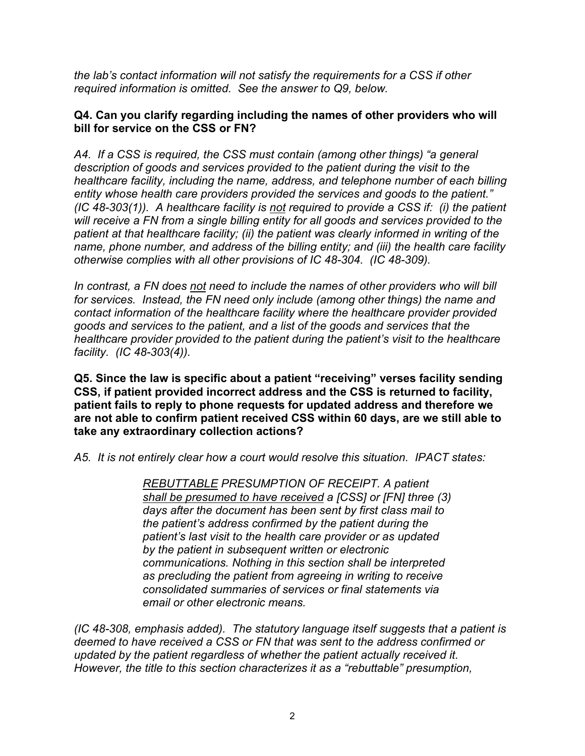*the lab's contact information will not satisfy the requirements for a CSS if other required information is omitted. See the answer to Q9, below.*

**Q4. Can you clarify regarding including the names of other providers who will bill for service on the CSS or FN?**

*A4. If a CSS is required, the CSS must contain (among other things) "a general description of goods and services provided to the patient during the visit to the healthcare facility, including the name, address, and telephone number of each billing entity whose health care providers provided the services and goods to the patient." (IC 48-303(1)). A healthcare facility is <u>not</u> required to provide a CSS if: (i) the patient will receive a FN from a single billing entity for all goods and services provided to the patient at that healthcare facility; (ii) the patient was clearly informed in writing of the name, phone number, and address of the billing entity; and (iii) the health care facility otherwise complies with all other provisions of IC 48-304. (IC 48-309).*

*In contrast, a FN does <u>not</u> need to include the names of other providers who will bill for services. Instead, the FN need only include (among other things) the name and contact information of the healthcare facility where the healthcare provider provided goods and services to the patient, and a list of the goods and services that the healthcare provider provided to the patient during the patient's visit to the healthcare facility. (IC 48-303(4)).*

**Q5. Since the law is specific about a patient "receiving" verses facility sending CSS, if patient provided incorrect address and the CSS is returned to facility, patient fails to reply to phone requests for updated address and therefore we are not able to confirm patient received CSS within 60 days, are we still able to take any extraordinary collection actions?**

*A5. It is not entirely clear how a court would resolve this situation. IPACT states:*

> *<u>REBUTTABLE</u> PRESUMPTION OF RECEIPT. A patient <u>shall be presumed to have received</u> a [CSS] or [FN] three (3) days after the document has been sent by first class mail to the patient's address confirmed by the patient during the patient's last visit to the health care provider or as updated by the patient in subsequent written or electronic communications. Nothing in this section shall be interpreted as precluding the patient from agreeing in writing to receive consolidated summaries of services or final statements via email or other electronic means.*

*(IC 48-308, emphasis added). The statutory language itself suggests that a patient is deemed to have received a CSS or FN that was sent to the address confirmed or updated by the patient regardless of whether the patient actually received it. However, the title to this section characterizes it as a "rebuttable" presumption,*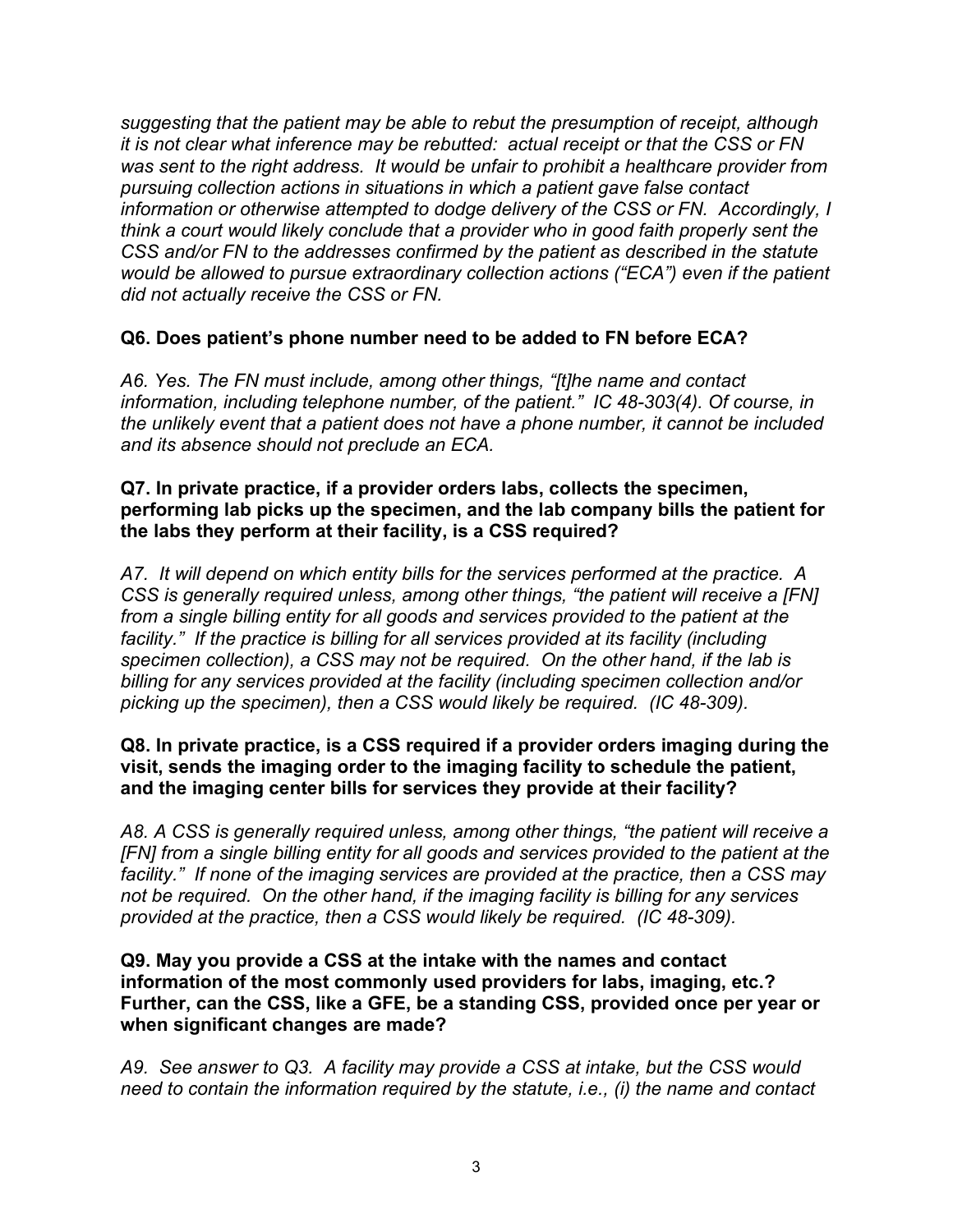*suggesting that the patient may be able to rebut the presumption of receipt, although it is not clear what inference may be rebutted: actual receipt or that the CSS or FN was sent to the right address. It would be unfair to prohibit a healthcare provider from pursuing collection actions in situations in which a patient gave false contact information or otherwise attempted to dodge delivery of the CSS or FN. Accordingly, I think a court would likely conclude that a provider who in good faith properly sent the CSS and/or FN to the addresses confirmed by the patient as described in the statute would be allowed to pursue extraordinary collection actions ("ECA") even if the patient did not actually receive the CSS or FN.*

**Q6. Does patient's phone number need to be added to FN before ECA?**

*A6. Yes. The FN must include, among other things, "[t]he name and contact information, including telephone number, of the patient." IC 48-303(4). Of course, in the unlikely event that a patient does not have a phone number, it cannot be included and its absence should not preclude an ECA.*

**Q7. In private practice, if a provider orders labs, collects the specimen, performing lab picks up the specimen, and the lab company bills the patient for the labs they perform at their facility, is a CSS required?**

*A7. It will depend on which entity bills for the services performed at the practice. A CSS is generally required unless, among other things, "the patient will receive a [FN] from a single billing entity for all goods and services provided to the patient at the facility." If the practice is billing for all services provided at its facility (including specimen collection), a CSS may not be required. On the other hand, if the lab is billing for any services provided at the facility (including specimen collection and/or picking up the specimen), then a CSS would likely be required. (IC 48-309).*

**Q8. In private practice, is a CSS required if a provider orders imaging during the visit, sends the imaging order to the imaging facility to schedule the patient, and the imaging center bills for services they provide at their facility?**

*A8. A CSS is generally required unless, among other things, "the patient will receive a [FN] from a single billing entity for all goods and services provided to the patient at the facility." If none of the imaging services are provided at the practice, then a CSS may not be required. On the other hand, if the imaging facility is billing for any services provided at the practice, then a CSS would likely be required. (IC 48-309).*

**Q9. May you provide a CSS at the intake with the names and contact information of the most commonly used providers for labs, imaging, etc.? Further, can the CSS, like a GFE, be a standing CSS, provided once per year or when significant changes are made?**

*A9. See answer to Q3. A facility may provide a CSS at intake, but the CSS would need to contain the information required by the statute, i.e., (i) the name and contact*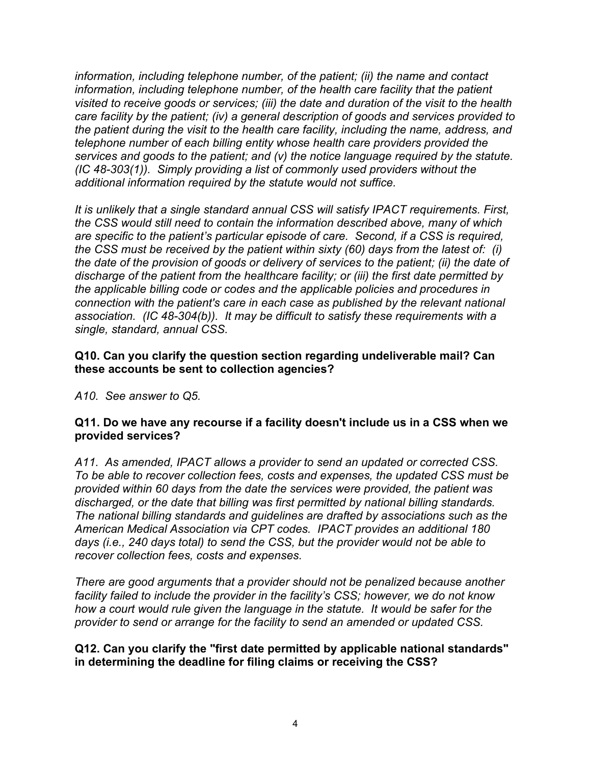*information, including telephone number, of the patient; (ii) the name and contact information, including telephone number, of the health care facility that the patient visited to receive goods or services; (iii) the date and duration of the visit to the health care facility by the patient; (iv) a general description of goods and services provided to the patient during the visit to the health care facility, including the name, address, and telephone number of each billing entity whose health care providers provided the services and goods to the patient; and (v) the notice language required by the statute. (IC 48-303(1)). Simply providing a list of commonly used providers without the additional information required by the statute would not suffice.*

*It is unlikely that a single standard annual CSS will satisfy IPACT requirements. First, the CSS would still need to contain the information described above, many of which are specific to the patient's particular episode of care. Second, if a CSS is required, the CSS must be received by the patient within sixty (60) days from the latest of: (i) the date of the provision of goods or delivery of services to the patient; (ii) the date of discharge of the patient from the healthcare facility; or (iii) the first date permitted by the applicable billing code or codes and the applicable policies and procedures in connection with the patient's care in each case as published by the relevant national association. (IC 48-304(b)). It may be difficult to satisfy these requirements with a single, standard, annual CSS.*

**Q10. Can you clarify the question section regarding undeliverable mail? Can these accounts be sent to collection agencies?**

*A10. See answer to Q5.*

**Q11. Do we have any recourse if a facility doesn't include us in a CSS when we provided services?**

*A11. As amended, IPACT allows a provider to send an updated or corrected CSS. To be able to recover collection fees, costs and expenses, the updated CSS must be provided within 60 days from the date the services were provided, the patient was discharged, or the date that billing was first permitted by national billing standards. The national billing standards and guidelines are drafted by associations such as the American Medical Association via CPT codes. IPACT provides an additional 180 days (i.e., 240 days total) to send the CSS, but the provider would not be able to recover collection fees, costs and expenses.*

*There are good arguments that a provider should not be penalized because another facility failed to include the provider in the facility's CSS; however, we do not know how a court would rule given the language in the statute. It would be safer for the provider to send or arrange for the facility to send an amended or updated CSS.*

**Q12. Can you clarify the "first date permitted by applicable national standards" in determining the deadline for filing claims or receiving the CSS?**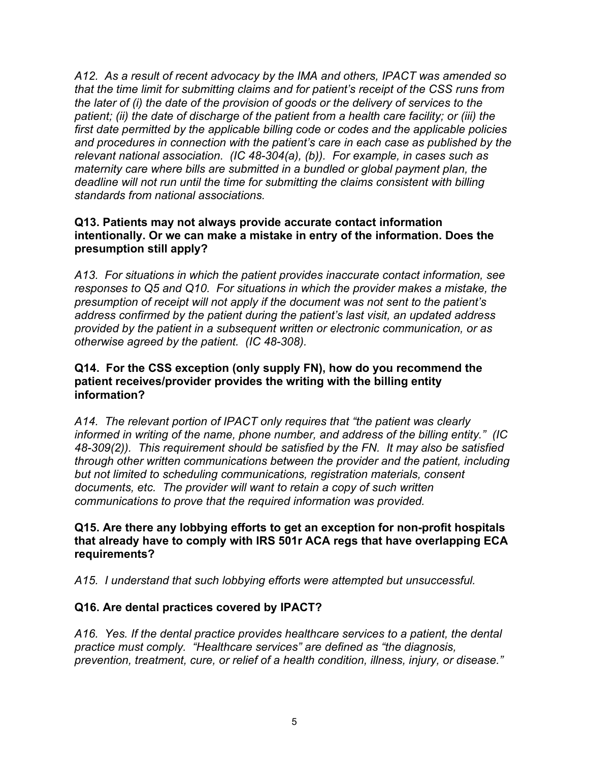*A12. As a result of recent advocacy by the IMA and others, IPACT was amended so that the time limit for submitting claims and for patient's receipt of the CSS runs from the later of (i) the date of the provision of goods or the delivery of services to the patient; (ii) the date of discharge of the patient from a health care facility; or (iii) the first date permitted by the applicable billing code or codes and the applicable policies and procedures in connection with the patient's care in each case as published by the relevant national association. (IC 48-304(a), (b)). For example, in cases such as maternity care where bills are submitted in a bundled or global payment plan, the deadline will not run until the time for submitting the claims consistent with billing standards from national associations.*

**Q13. Patients may not always provide accurate contact information intentionally. Or we can make a mistake in entry of the information. Does the presumption still apply?**

*A13. For situations in which the patient provides inaccurate contact information, see responses to Q5 and Q10. For situations in which the provider makes a mistake, the presumption of receipt will not apply if the document was not sent to the patient's address confirmed by the patient during the patient's last visit, an updated address provided by the patient in a subsequent written or electronic communication, or as otherwise agreed by the patient. (IC 48-308).*

**Q14. For the CSS exception (only supply FN), how do you recommend the patient receives/provider provides the writing with the billing entity information?**

*A14. The relevant portion of IPACT only requires that "the patient was clearly informed in writing of the name, phone number, and address of the billing entity." (IC 48-309(2)). This requirement should be satisfied by the FN. It may also be satisfied through other written communications between the provider and the patient, including but not limited to scheduling communications, registration materials, consent documents, etc. The provider will want to retain a copy of such written communications to prove that the required information was provided.*

**Q15. Are there any lobbying efforts to get an exception for non-profit hospitals that already have to comply with IRS 501r ACA regs that have overlapping ECA requirements?**

*A15. I understand that such lobbying efforts were attempted but unsuccessful.*

**Q16. Are dental practices covered by IPACT?**

*A16. Yes. If the dental practice provides healthcare services to a patient, the dental practice must comply. "Healthcare services" are defined as "the diagnosis, prevention, treatment, cure, or relief of a health condition, illness, injury, or disease."*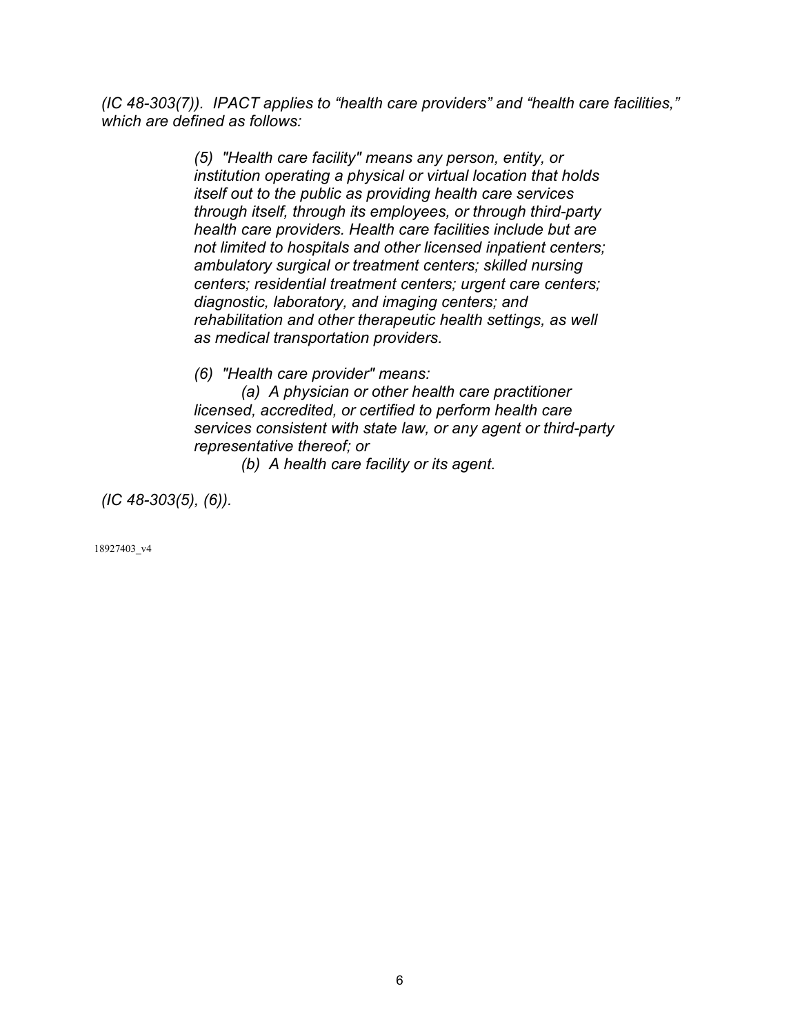*(IC 48-303(7)). IPACT applies to "health care providers" and "health care facilities," which are defined as follows:*

> *(5) "Health care facility" means any person, entity, or institution operating a physical or virtual location that holds itself out to the public as providing health care services through itself, through its employees, or through third-party health care providers. Health care facilities include but are not limited to hospitals and other licensed inpatient centers; ambulatory surgical or treatment centers; skilled nursing centers; residential treatment centers; urgent care centers; diagnostic, laboratory, and imaging centers; and rehabilitation and other therapeutic health settings, as well as medical transportation providers.*
>
> *(6) "Health care provider" means:*
>
> *(a) A physician or other health care practitioner licensed, accredited, or certified to perform health care services consistent with state law, or any agent or third-party representative thereof; or*
>
> *(b) A health care facility or its agent.*

*(IC 48-303(5), (6)).*

18927403_v4